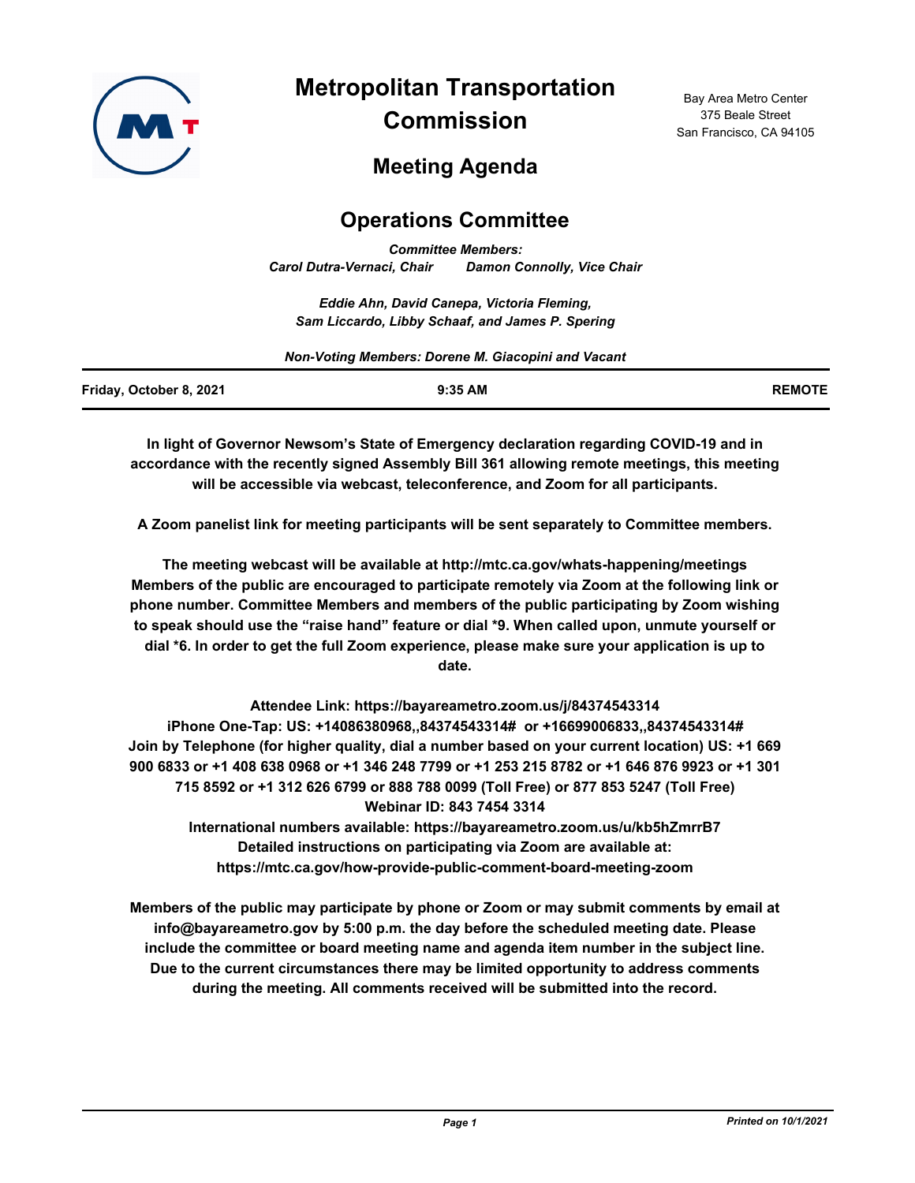# Metropolitan Transportation Commission

Bay Area Metro Center
375 Beale Street
San Francisco, CA 94105

## Meeting Agenda

## Operations Committee

*Committee Members:*
*Carol Dutra-Vernaci, Chair Damon Connolly, Vice Chair*

*Eddie Ahn, David Canepa, Victoria Fleming,*
*Sam Liccardo, Libby Schaaf, and James P. Spering*

*Non-Voting Members: Dorene M. Giacopini and Vacant*

| Friday, October 8, 2021 | 9:35 AM | REMOTE |
|---|---|---|

**In light of Governor Newsom's State of Emergency declaration regarding COVID-19 and in accordance with the recently signed Assembly Bill 361 allowing remote meetings, this meeting will be accessible via webcast, teleconference, and Zoom for all participants.**

**A Zoom panelist link for meeting participants will be sent separately to Committee members.**

**The meeting webcast will be available at http://mtc.ca.gov/whats-happening/meetings Members of the public are encouraged to participate remotely via Zoom at the following link or phone number. Committee Members and members of the public participating by Zoom wishing to speak should use the "raise hand" feature or dial *9. When called upon, unmute yourself or dial *6. In order to get the full Zoom experience, please make sure your application is up to date.**

**Attendee Link: https://bayareametro.zoom.us/j/84374543314**
**iPhone One-Tap: US: +14086380968,,84374543314# or +16699006833,,84374543314#**
**Join by Telephone (for higher quality, dial a number based on your current location) US: +1 669 900 6833 or +1 408 638 0968 or +1 346 248 7799 or +1 253 215 8782 or +1 646 876 9923 or +1 301 715 8592 or +1 312 626 6799 or 888 788 0099 (Toll Free) or 877 853 5247 (Toll Free)**
**Webinar ID: 843 7454 3314**
**International numbers available: https://bayareametro.zoom.us/u/kb5hZmrrB7**
**Detailed instructions on participating via Zoom are available at: https://mtc.ca.gov/how-provide-public-comment-board-meeting-zoom**

**Members of the public may participate by phone or Zoom or may submit comments by email at info@bayareametro.gov by 5:00 p.m. the day before the scheduled meeting date. Please include the committee or board meeting name and agenda item number in the subject line. Due to the current circumstances there may be limited opportunity to address comments during the meeting. All comments received will be submitted into the record.**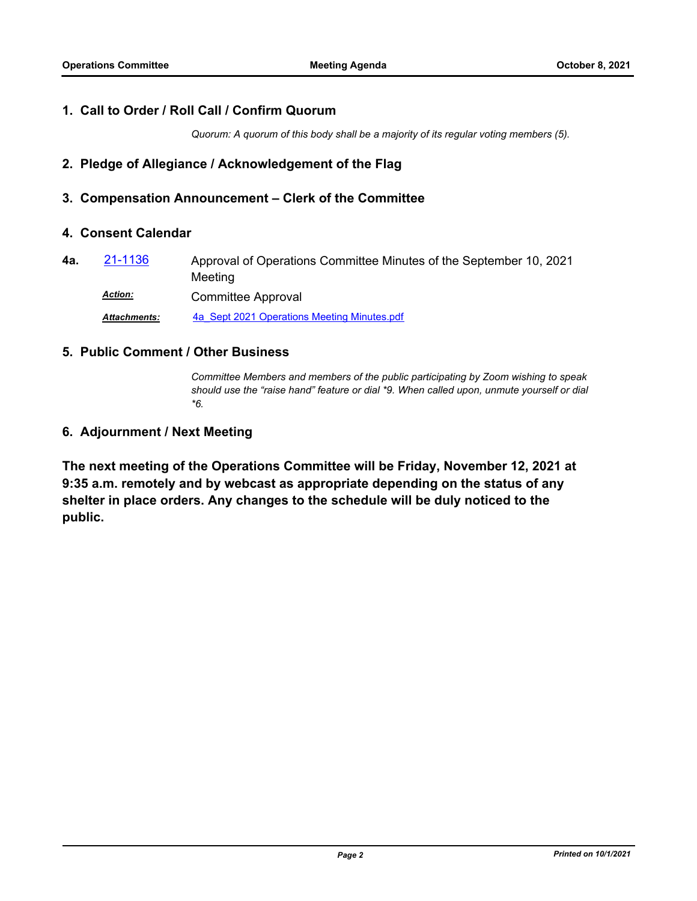## 1. Call to Order / Roll Call / Confirm Quorum

*Quorum: A quorum of this body shall be a majority of its regular voting members (5).*

## 2. Pledge of Allegiance / Acknowledgement of the Flag

## 3. Compensation Announcement – Clerk of the Committee

## 4. Consent Calendar

**4a.** 21-1136 Approval of Operations Committee Minutes of the September 10, 2021 Meeting

***Action:*** Committee Approval

***Attachments:*** 4a_Sept 2021 Operations Meeting Minutes.pdf

## 5. Public Comment / Other Business

*Committee Members and members of the public participating by Zoom wishing to speak should use the "raise hand" feature or dial *9. When called upon, unmute yourself or dial *6.*

## 6. Adjournment / Next Meeting

**The next meeting of the Operations Committee will be Friday, November 12, 2021 at 9:35 a.m. remotely and by webcast as appropriate depending on the status of any shelter in place orders. Any changes to the schedule will be duly noticed to the public.**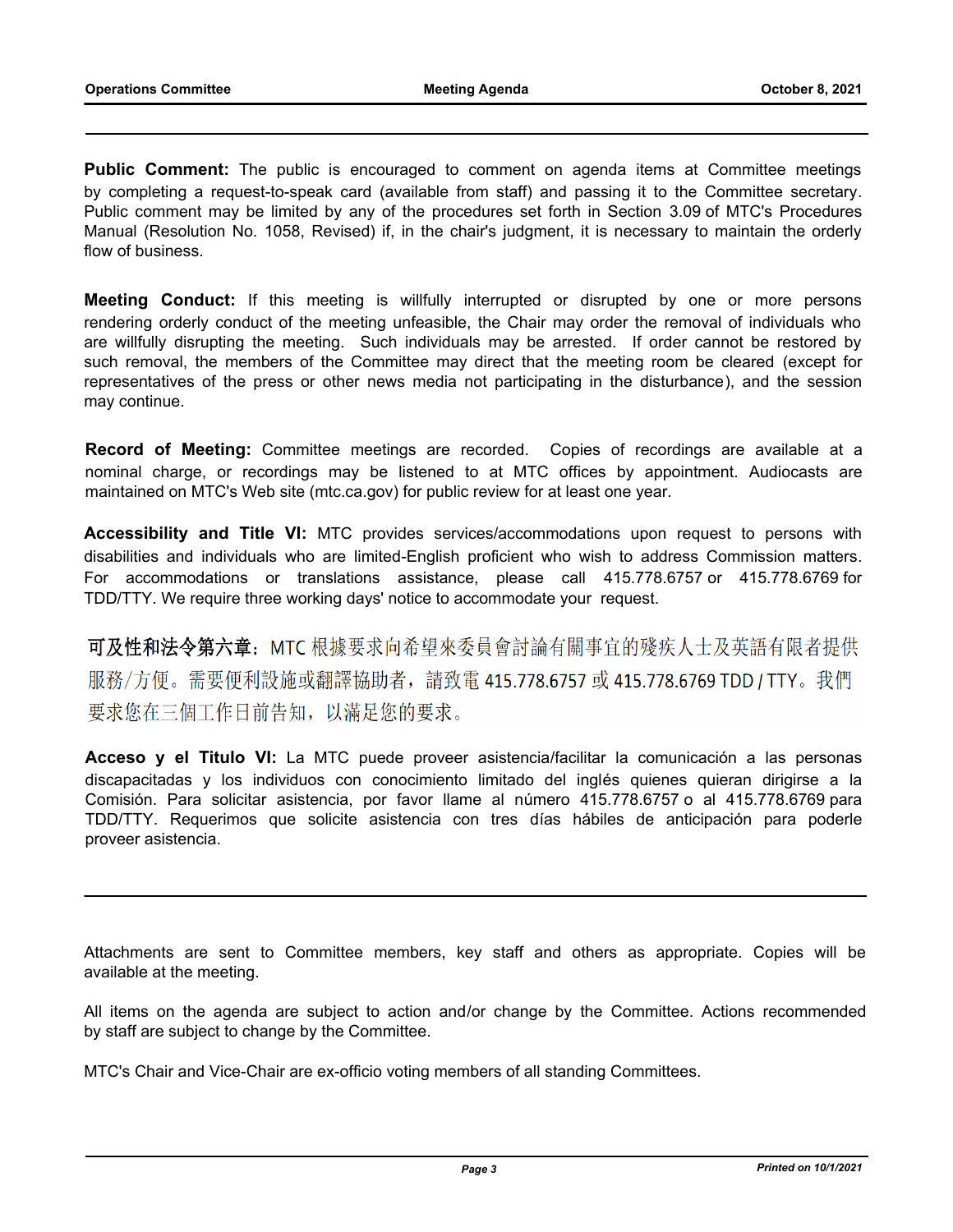**Public Comment:** The public is encouraged to comment on agenda items at Committee meetings by completing a request-to-speak card (available from staff) and passing it to the Committee secretary. Public comment may be limited by any of the procedures set forth in Section 3.09 of MTC's Procedures Manual (Resolution No. 1058, Revised) if, in the chair's judgment, it is necessary to maintain the orderly flow of business.

**Meeting Conduct:** If this meeting is willfully interrupted or disrupted by one or more persons rendering orderly conduct of the meeting unfeasible, the Chair may order the removal of individuals who are willfully disrupting the meeting. Such individuals may be arrested. If order cannot be restored by such removal, the members of the Committee may direct that the meeting room be cleared (except for representatives of the press or other news media not participating in the disturbance), and the session may continue.

**Record of Meeting:** Committee meetings are recorded. Copies of recordings are available at a nominal charge, or recordings may be listened to at MTC offices by appointment. Audiocasts are maintained on MTC's Web site (mtc.ca.gov) for public review for at least one year.

**Accessibility and Title VI:** MTC provides services/accommodations upon request to persons with disabilities and individuals who are limited-English proficient who wish to address Commission matters. For accommodations or translations assistance, please call 415.778.6757 or 415.778.6769 for TDD/TTY. We require three working days' notice to accommodate your request.

**可及性和法令第六章**：MTC 根據要求向希望來委員會討論有關事宜的殘疾人士及英語有限者提供服務/方便。需要便利設施或翻譯協助者，請致電 415.778.6757 或 415.778.6769 TDD / TTY。我們要求您在三個工作日前告知，以滿足您的要求。

**Acceso y el Titulo VI:** La MTC puede proveer asistencia/facilitar la comunicación a las personas discapacitadas y los individuos con conocimiento limitado del inglés quienes quieran dirigirse a la Comisión. Para solicitar asistencia, por favor llame al número 415.778.6757 o al 415.778.6769 para TDD/TTY. Requerimos que solicite asistencia con tres días hábiles de anticipación para poderle proveer asistencia.

---

Attachments are sent to Committee members, key staff and others as appropriate. Copies will be available at the meeting.

All items on the agenda are subject to action and/or change by the Committee. Actions recommended by staff are subject to change by the Committee.

MTC's Chair and Vice-Chair are ex-officio voting members of all standing Committees.